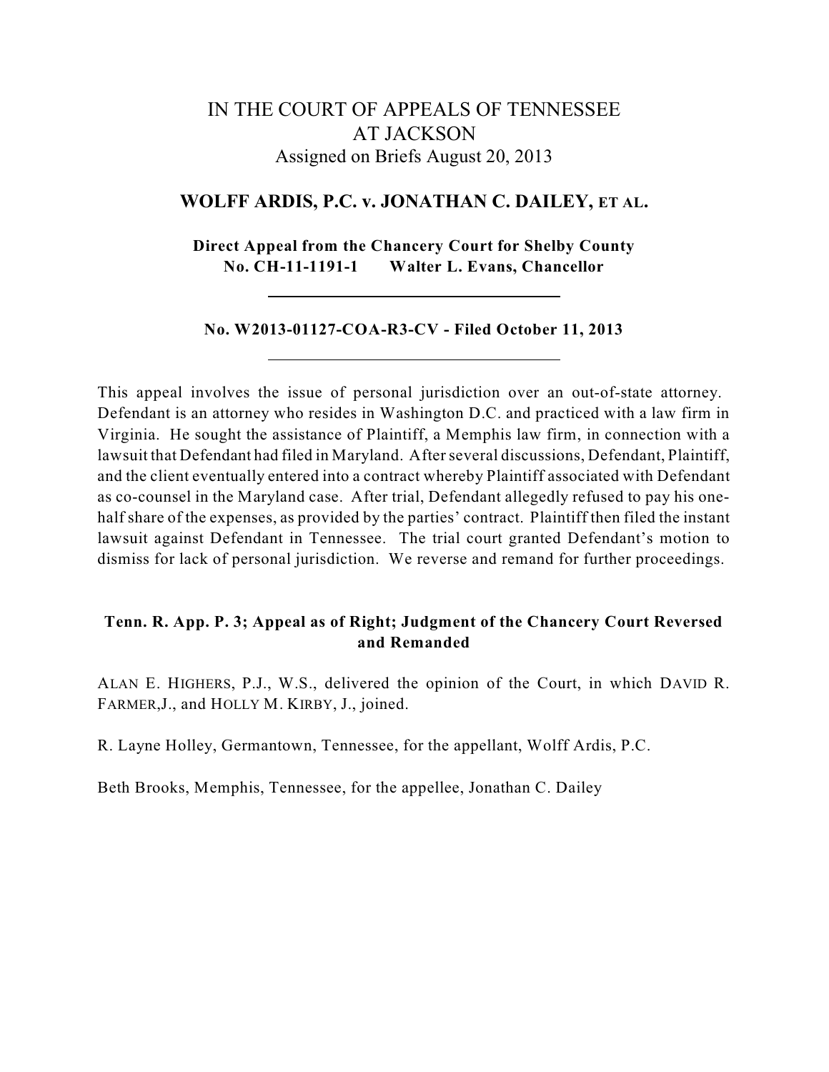# IN THE COURT OF APPEALS OF TENNESSEE AT JACKSON

Assigned on Briefs August 20, 2013

## WOLFF ARDIS, P.C. v. JONATHAN C. DAILEY, ET AL.

**Direct Appeal from the Chancery Court for Shelby County**
**No. CH-11-1191-1 Walter L. Evans, Chancellor**

---

**No. W2013-01127-COA-R3-CV - Filed October 11, 2013**

---

This appeal involves the issue of personal jurisdiction over an out-of-state attorney. Defendant is an attorney who resides in Washington D.C. and practiced with a law firm in Virginia. He sought the assistance of Plaintiff, a Memphis law firm, in connection with a lawsuit that Defendant had filed in Maryland. After several discussions, Defendant, Plaintiff, and the client eventually entered into a contract whereby Plaintiff associated with Defendant as co-counsel in the Maryland case. After trial, Defendant allegedly refused to pay his one-half share of the expenses, as provided by the parties' contract. Plaintiff then filed the instant lawsuit against Defendant in Tennessee. The trial court granted Defendant's motion to dismiss for lack of personal jurisdiction. We reverse and remand for further proceedings.

**Tenn. R. App. P. 3; Appeal as of Right; Judgment of the Chancery Court Reversed and Remanded**

ALAN E. HIGHERS, P.J., W.S., delivered the opinion of the Court, in which DAVID R. FARMER, J., and HOLLY M. KIRBY, J., joined.

R. Layne Holley, Germantown, Tennessee, for the appellant, Wolff Ardis, P.C.

Beth Brooks, Memphis, Tennessee, for the appellee, Jonathan C. Dailey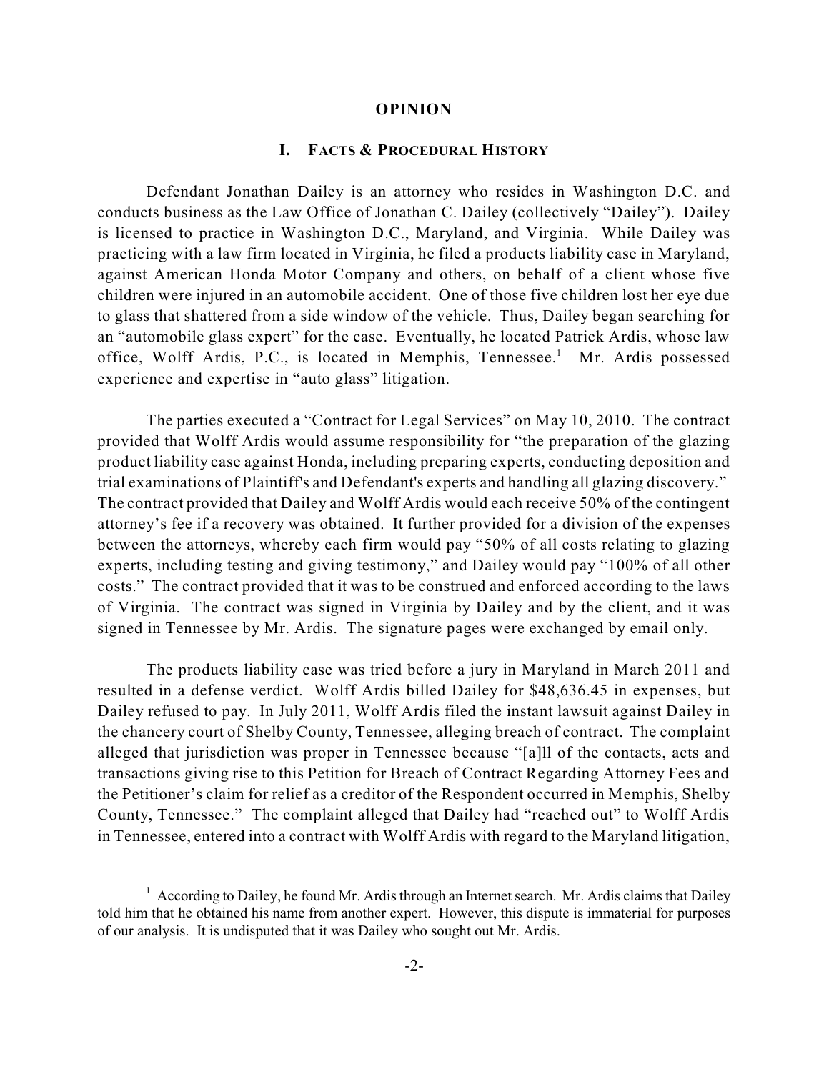## OPINION

### I. FACTS & PROCEDURAL HISTORY

Defendant Jonathan Dailey is an attorney who resides in Washington D.C. and conducts business as the Law Office of Jonathan C. Dailey (collectively "Dailey"). Dailey is licensed to practice in Washington D.C., Maryland, and Virginia. While Dailey was practicing with a law firm located in Virginia, he filed a products liability case in Maryland, against American Honda Motor Company and others, on behalf of a client whose five children were injured in an automobile accident. One of those five children lost her eye due to glass that shattered from a side window of the vehicle. Thus, Dailey began searching for an "automobile glass expert" for the case. Eventually, he located Patrick Ardis, whose law office, Wolff Ardis, P.C., is located in Memphis, Tennessee.[1] Mr. Ardis possessed experience and expertise in "auto glass" litigation.

The parties executed a "Contract for Legal Services" on May 10, 2010. The contract provided that Wolff Ardis would assume responsibility for "the preparation of the glazing product liability case against Honda, including preparing experts, conducting deposition and trial examinations of Plaintiff's and Defendant's experts and handling all glazing discovery." The contract provided that Dailey and Wolff Ardis would each receive 50% of the contingent attorney's fee if a recovery was obtained. It further provided for a division of the expenses between the attorneys, whereby each firm would pay "50% of all costs relating to glazing experts, including testing and giving testimony," and Dailey would pay "100% of all other costs." The contract provided that it was to be construed and enforced according to the laws of Virginia. The contract was signed in Virginia by Dailey and by the client, and it was signed in Tennessee by Mr. Ardis. The signature pages were exchanged by email only.

The products liability case was tried before a jury in Maryland in March 2011 and resulted in a defense verdict. Wolff Ardis billed Dailey for $48,636.45 in expenses, but Dailey refused to pay. In July 2011, Wolff Ardis filed the instant lawsuit against Dailey in the chancery court of Shelby County, Tennessee, alleging breach of contract. The complaint alleged that jurisdiction was proper in Tennessee because "[a]ll of the contacts, acts and transactions giving rise to this Petition for Breach of Contract Regarding Attorney Fees and the Petitioner's claim for relief as a creditor of the Respondent occurred in Memphis, Shelby County, Tennessee." The complaint alleged that Dailey had "reached out" to Wolff Ardis in Tennessee, entered into a contract with Wolff Ardis with regard to the Maryland litigation,

---

[1] According to Dailey, he found Mr. Ardis through an Internet search. Mr. Ardis claims that Dailey told him that he obtained his name from another expert. However, this dispute is immaterial for purposes of our analysis. It is undisputed that it was Dailey who sought out Mr. Ardis.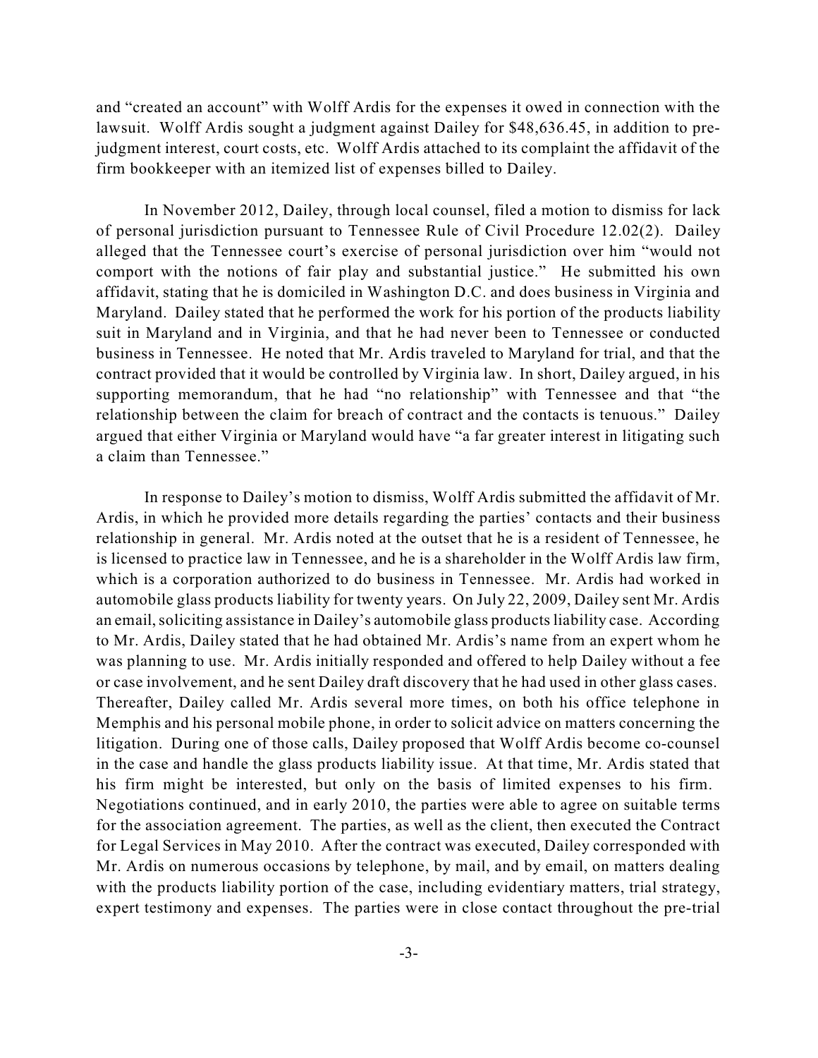and "created an account" with Wolff Ardis for the expenses it owed in connection with the lawsuit. Wolff Ardis sought a judgment against Dailey for $48,636.45, in addition to pre-judgment interest, court costs, etc. Wolff Ardis attached to its complaint the affidavit of the firm bookkeeper with an itemized list of expenses billed to Dailey.

In November 2012, Dailey, through local counsel, filed a motion to dismiss for lack of personal jurisdiction pursuant to Tennessee Rule of Civil Procedure 12.02(2). Dailey alleged that the Tennessee court's exercise of personal jurisdiction over him "would not comport with the notions of fair play and substantial justice." He submitted his own affidavit, stating that he is domiciled in Washington D.C. and does business in Virginia and Maryland. Dailey stated that he performed the work for his portion of the products liability suit in Maryland and in Virginia, and that he had never been to Tennessee or conducted business in Tennessee. He noted that Mr. Ardis traveled to Maryland for trial, and that the contract provided that it would be controlled by Virginia law. In short, Dailey argued, in his supporting memorandum, that he had "no relationship" with Tennessee and that "the relationship between the claim for breach of contract and the contacts is tenuous." Dailey argued that either Virginia or Maryland would have "a far greater interest in litigating such a claim than Tennessee."

In response to Dailey's motion to dismiss, Wolff Ardis submitted the affidavit of Mr. Ardis, in which he provided more details regarding the parties' contacts and their business relationship in general. Mr. Ardis noted at the outset that he is a resident of Tennessee, he is licensed to practice law in Tennessee, and he is a shareholder in the Wolff Ardis law firm, which is a corporation authorized to do business in Tennessee. Mr. Ardis had worked in automobile glass products liability for twenty years. On July 22, 2009, Dailey sent Mr. Ardis an email, soliciting assistance in Dailey's automobile glass products liability case. According to Mr. Ardis, Dailey stated that he had obtained Mr. Ardis's name from an expert whom he was planning to use. Mr. Ardis initially responded and offered to help Dailey without a fee or case involvement, and he sent Dailey draft discovery that he had used in other glass cases. Thereafter, Dailey called Mr. Ardis several more times, on both his office telephone in Memphis and his personal mobile phone, in order to solicit advice on matters concerning the litigation. During one of those calls, Dailey proposed that Wolff Ardis become co-counsel in the case and handle the glass products liability issue. At that time, Mr. Ardis stated that his firm might be interested, but only on the basis of limited expenses to his firm. Negotiations continued, and in early 2010, the parties were able to agree on suitable terms for the association agreement. The parties, as well as the client, then executed the Contract for Legal Services in May 2010. After the contract was executed, Dailey corresponded with Mr. Ardis on numerous occasions by telephone, by mail, and by email, on matters dealing with the products liability portion of the case, including evidentiary matters, trial strategy, expert testimony and expenses. The parties were in close contact throughout the pre-trial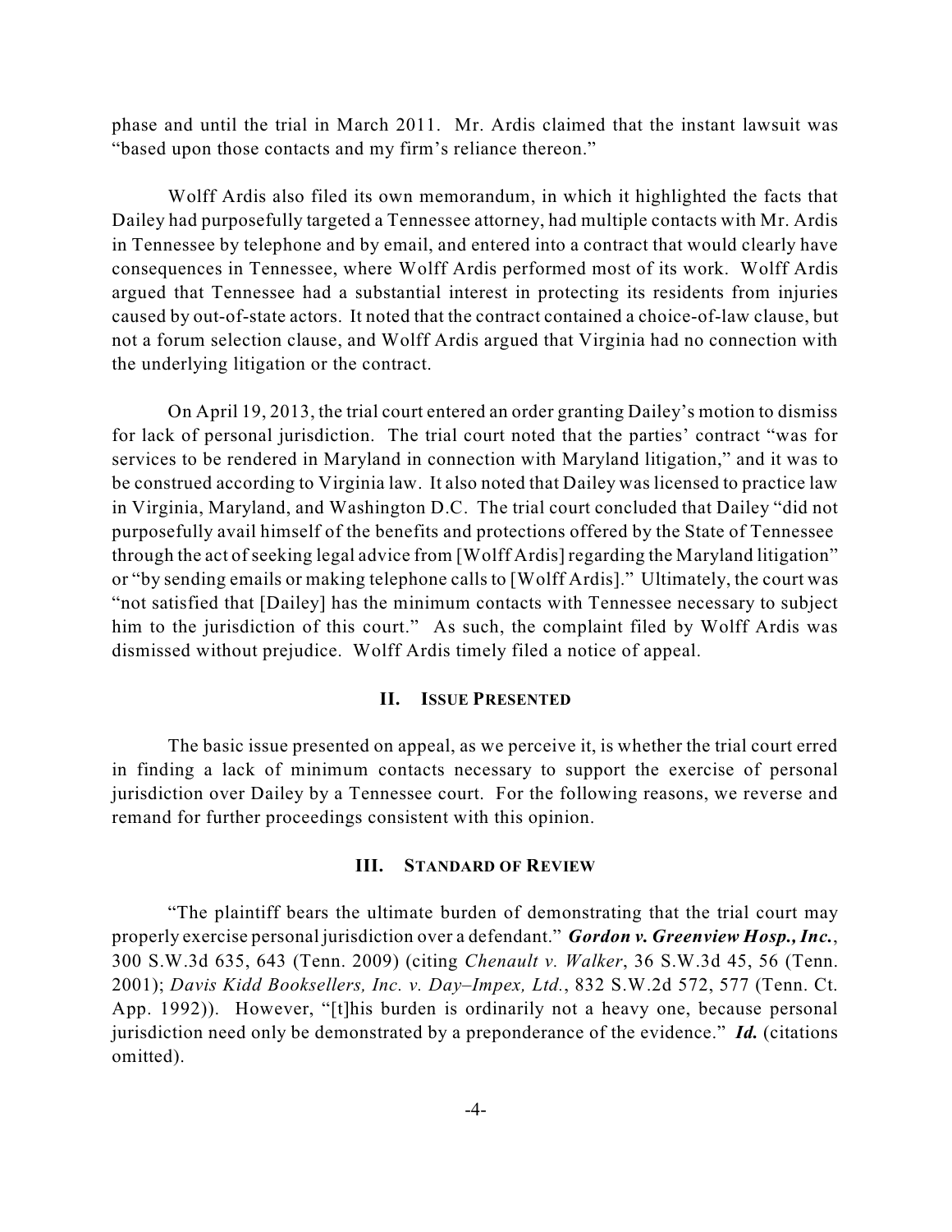phase and until the trial in March 2011. Mr. Ardis claimed that the instant lawsuit was "based upon those contacts and my firm's reliance thereon."

Wolff Ardis also filed its own memorandum, in which it highlighted the facts that Dailey had purposefully targeted a Tennessee attorney, had multiple contacts with Mr. Ardis in Tennessee by telephone and by email, and entered into a contract that would clearly have consequences in Tennessee, where Wolff Ardis performed most of its work. Wolff Ardis argued that Tennessee had a substantial interest in protecting its residents from injuries caused by out-of-state actors. It noted that the contract contained a choice-of-law clause, but not a forum selection clause, and Wolff Ardis argued that Virginia had no connection with the underlying litigation or the contract.

On April 19, 2013, the trial court entered an order granting Dailey's motion to dismiss for lack of personal jurisdiction. The trial court noted that the parties' contract "was for services to be rendered in Maryland in connection with Maryland litigation," and it was to be construed according to Virginia law. It also noted that Dailey was licensed to practice law in Virginia, Maryland, and Washington D.C. The trial court concluded that Dailey "did not purposefully avail himself of the benefits and protections offered by the State of Tennessee through the act of seeking legal advice from [Wolff Ardis] regarding the Maryland litigation" or "by sending emails or making telephone calls to [Wolff Ardis]." Ultimately, the court was "not satisfied that [Dailey] has the minimum contacts with Tennessee necessary to subject him to the jurisdiction of this court." As such, the complaint filed by Wolff Ardis was dismissed without prejudice. Wolff Ardis timely filed a notice of appeal.

## II. Issue Presented

The basic issue presented on appeal, as we perceive it, is whether the trial court erred in finding a lack of minimum contacts necessary to support the exercise of personal jurisdiction over Dailey by a Tennessee court. For the following reasons, we reverse and remand for further proceedings consistent with this opinion.

## III. Standard of Review

"The plaintiff bears the ultimate burden of demonstrating that the trial court may properly exercise personal jurisdiction over a defendant." ***Gordon v. Greenview Hosp., Inc.***, 300 S.W.3d 635, 643 (Tenn. 2009) (citing *Chenault v. Walker*, 36 S.W.3d 45, 56 (Tenn. 2001); *Davis Kidd Booksellers, Inc. v. Day–Impex, Ltd.*, 832 S.W.2d 572, 577 (Tenn. Ct. App. 1992)). However, "[t]his burden is ordinarily not a heavy one, because personal jurisdiction need only be demonstrated by a preponderance of the evidence." ***Id.*** (citations omitted).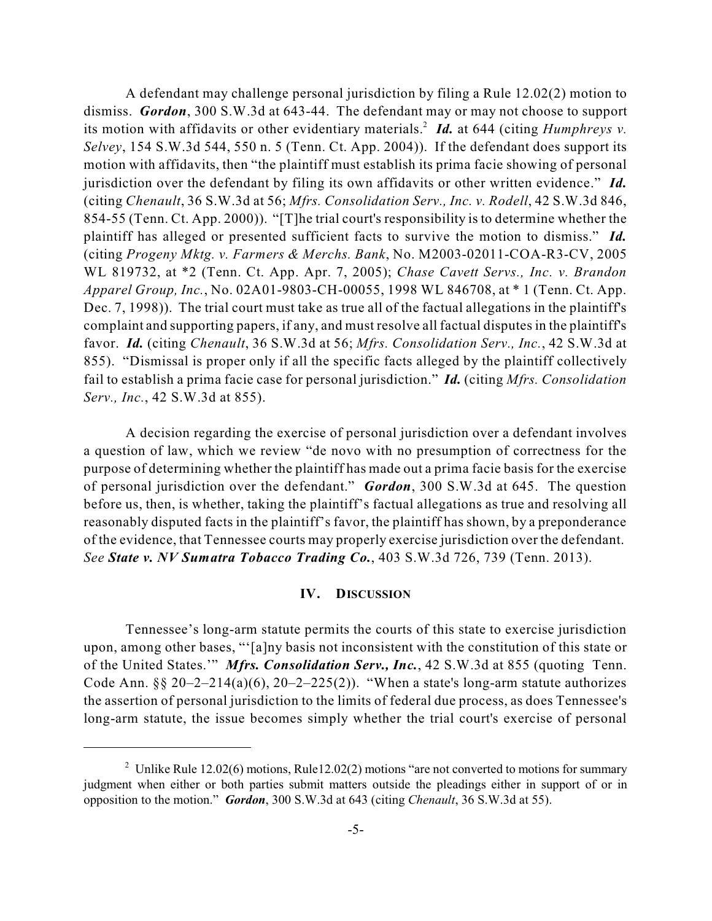A defendant may challenge personal jurisdiction by filing a Rule 12.02(2) motion to dismiss. ***Gordon***, 300 S.W.3d at 643-44. The defendant may or may not choose to support its motion with affidavits or other evidentiary materials.[2] ***Id.*** at 644 (citing *Humphreys v. Selvey*, 154 S.W.3d 544, 550 n. 5 (Tenn. Ct. App. 2004)). If the defendant does support its motion with affidavits, then "the plaintiff must establish its prima facie showing of personal jurisdiction over the defendant by filing its own affidavits or other written evidence." ***Id.*** (citing *Chenault*, 36 S.W.3d at 56; *Mfrs. Consolidation Serv., Inc. v. Rodell*, 42 S.W.3d 846, 854-55 (Tenn. Ct. App. 2000)). "[T]he trial court's responsibility is to determine whether the plaintiff has alleged or presented sufficient facts to survive the motion to dismiss." ***Id.*** (citing *Progeny Mktg. v. Farmers & Merchs. Bank*, No. M2003-02011-COA-R3-CV, 2005 WL 819732, at *2 (Tenn. Ct. App. Apr. 7, 2005); *Chase Cavett Servs., Inc. v. Brandon Apparel Group, Inc.*, No. 02A01-9803-CH-00055, 1998 WL 846708, at * 1 (Tenn. Ct. App. Dec. 7, 1998)). The trial court must take as true all of the factual allegations in the plaintiff's complaint and supporting papers, if any, and must resolve all factual disputes in the plaintiff's favor. ***Id.*** (citing *Chenault*, 36 S.W.3d at 56; *Mfrs. Consolidation Serv., Inc.*, 42 S.W.3d at 855). "Dismissal is proper only if all the specific facts alleged by the plaintiff collectively fail to establish a prima facie case for personal jurisdiction." ***Id.*** (citing *Mfrs. Consolidation Serv., Inc.*, 42 S.W.3d at 855).

A decision regarding the exercise of personal jurisdiction over a defendant involves a question of law, which we review "de novo with no presumption of correctness for the purpose of determining whether the plaintiff has made out a prima facie basis for the exercise of personal jurisdiction over the defendant." ***Gordon***, 300 S.W.3d at 645. The question before us, then, is whether, taking the plaintiff's factual allegations as true and resolving all reasonably disputed facts in the plaintiff's favor, the plaintiff has shown, by a preponderance of the evidence, that Tennessee courts may properly exercise jurisdiction over the defendant. *See* ***State v. NV Sumatra Tobacco Trading Co.***, 403 S.W.3d 726, 739 (Tenn. 2013).

## IV. DISCUSSION

Tennessee's long-arm statute permits the courts of this state to exercise jurisdiction upon, among other bases, "'[a]ny basis not inconsistent with the constitution of this state or of the United States.'" ***Mfrs. Consolidation Serv., Inc.***, 42 S.W.3d at 855 (quoting Tenn. Code Ann. §§ 20–2–214(a)(6), 20–2–225(2)). "When a state's long-arm statute authorizes the assertion of personal jurisdiction to the limits of federal due process, as does Tennessee's long-arm statute, the issue becomes simply whether the trial court's exercise of personal

---

[2] Unlike Rule 12.02(6) motions, Rule12.02(2) motions "are not converted to motions for summary judgment when either or both parties submit matters outside the pleadings either in support of or in opposition to the motion." ***Gordon***, 300 S.W.3d at 643 (citing *Chenault*, 36 S.W.3d at 55).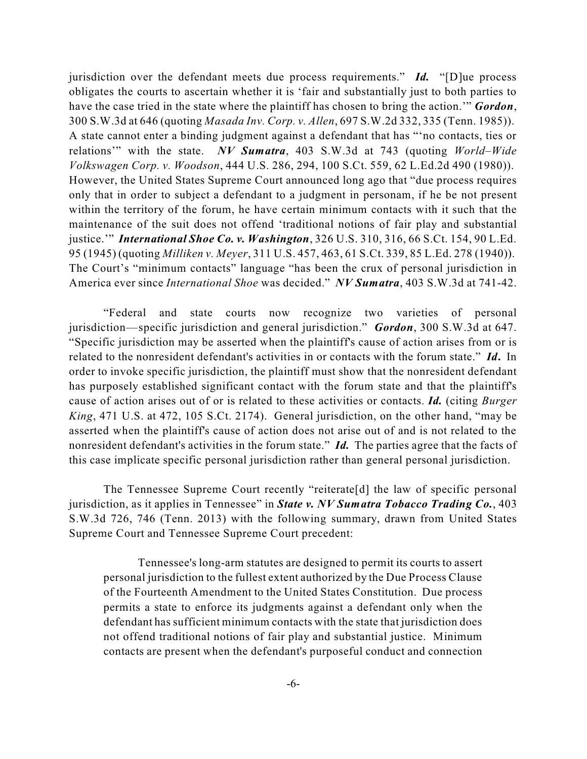jurisdiction over the defendant meets due process requirements." ***Id.*** "[D]ue process obligates the courts to ascertain whether it is 'fair and substantially just to both parties to have the case tried in the state where the plaintiff has chosen to bring the action.'" ***Gordon***, 300 S.W.3d at 646 (quoting *Masada Inv. Corp. v. Allen*, 697 S.W.2d 332, 335 (Tenn. 1985)). A state cannot enter a binding judgment against a defendant that has "'no contacts, ties or relations'" with the state. ***NV Sumatra***, 403 S.W.3d at 743 (quoting *World–Wide Volkswagen Corp. v. Woodson*, 444 U.S. 286, 294, 100 S.Ct. 559, 62 L.Ed.2d 490 (1980)). However, the United States Supreme Court announced long ago that "due process requires only that in order to subject a defendant to a judgment in personam, if he be not present within the territory of the forum, he have certain minimum contacts with it such that the maintenance of the suit does not offend 'traditional notions of fair play and substantial justice.'" ***International Shoe Co. v. Washington***, 326 U.S. 310, 316, 66 S.Ct. 154, 90 L.Ed. 95 (1945) (quoting *Milliken v. Meyer*, 311 U.S. 457, 463, 61 S.Ct. 339, 85 L.Ed. 278 (1940)). The Court's "minimum contacts" language "has been the crux of personal jurisdiction in America ever since *International Shoe* was decided." ***NV Sumatra***, 403 S.W.3d at 741-42.

"Federal and state courts now recognize two varieties of personal jurisdiction—specific jurisdiction and general jurisdiction." ***Gordon***, 300 S.W.3d at 647. "Specific jurisdiction may be asserted when the plaintiff's cause of action arises from or is related to the nonresident defendant's activities in or contacts with the forum state." ***Id*.** In order to invoke specific jurisdiction, the plaintiff must show that the nonresident defendant has purposely established significant contact with the forum state and that the plaintiff's cause of action arises out of or is related to these activities or contacts. ***Id.*** (citing *Burger King*, 471 U.S. at 472, 105 S.Ct. 2174). General jurisdiction, on the other hand, "may be asserted when the plaintiff's cause of action does not arise out of and is not related to the nonresident defendant's activities in the forum state." ***Id.*** The parties agree that the facts of this case implicate specific personal jurisdiction rather than general personal jurisdiction.

The Tennessee Supreme Court recently "reiterate[d] the law of specific personal jurisdiction, as it applies in Tennessee" in ***State v. NV Sumatra Tobacco Trading Co.***, 403 S.W.3d 726, 746 (Tenn. 2013) with the following summary, drawn from United States Supreme Court and Tennessee Supreme Court precedent:

> Tennessee's long-arm statutes are designed to permit its courts to assert personal jurisdiction to the fullest extent authorized by the Due Process Clause of the Fourteenth Amendment to the United States Constitution. Due process permits a state to enforce its judgments against a defendant only when the defendant has sufficient minimum contacts with the state that jurisdiction does not offend traditional notions of fair play and substantial justice. Minimum contacts are present when the defendant's purposeful conduct and connection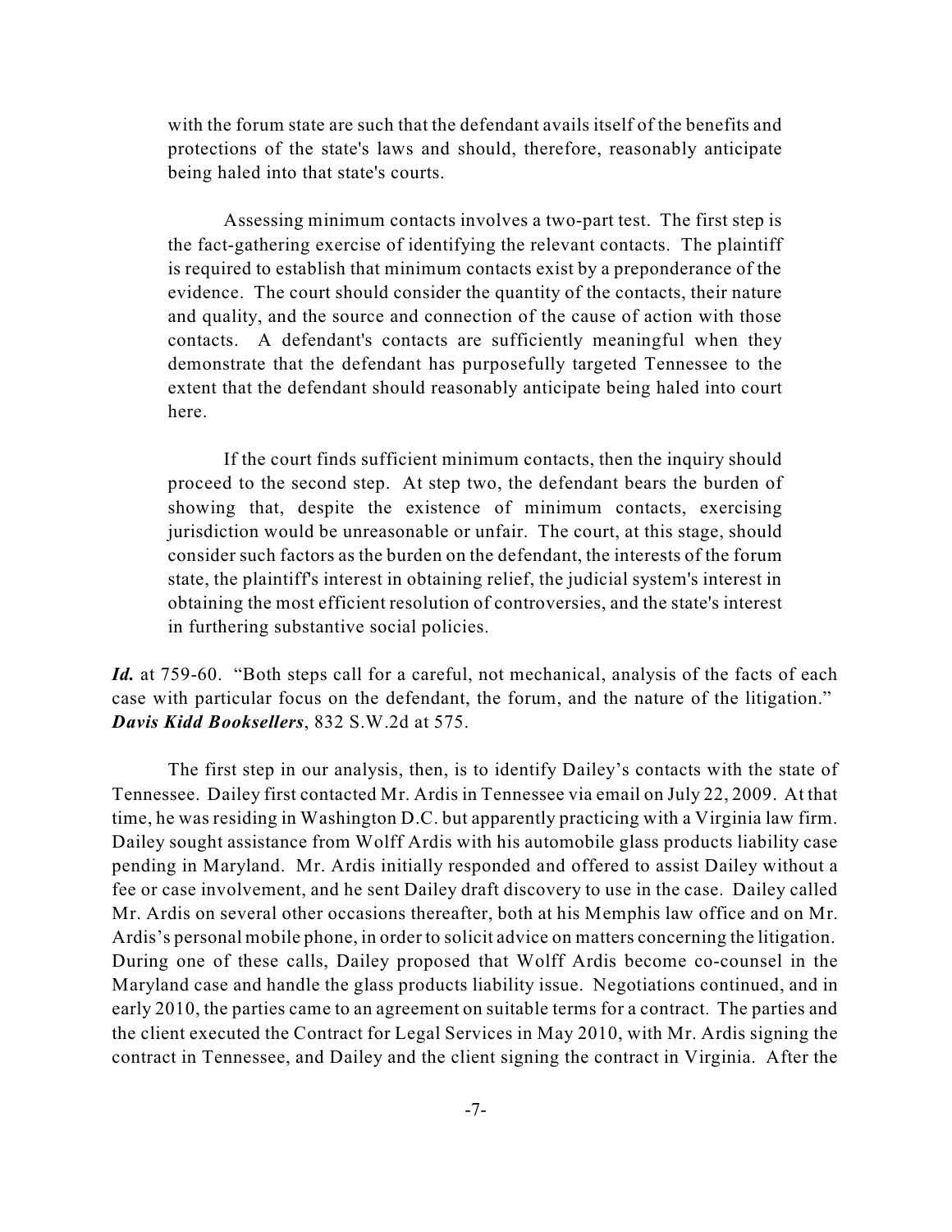with the forum state are such that the defendant avails itself of the benefits and protections of the state's laws and should, therefore, reasonably anticipate being haled into that state's courts.

> Assessing minimum contacts involves a two-part test. The first step is the fact-gathering exercise of identifying the relevant contacts. The plaintiff is required to establish that minimum contacts exist by a preponderance of the evidence. The court should consider the quantity of the contacts, their nature and quality, and the source and connection of the cause of action with those contacts. A defendant's contacts are sufficiently meaningful when they demonstrate that the defendant has purposefully targeted Tennessee to the extent that the defendant should reasonably anticipate being haled into court here.
>
> If the court finds sufficient minimum contacts, then the inquiry should proceed to the second step. At step two, the defendant bears the burden of showing that, despite the existence of minimum contacts, exercising jurisdiction would be unreasonable or unfair. The court, at this stage, should consider such factors as the burden on the defendant, the interests of the forum state, the plaintiff's interest in obtaining relief, the judicial system's interest in obtaining the most efficient resolution of controversies, and the state's interest in furthering substantive social policies.

***Id.*** at 759-60. "Both steps call for a careful, not mechanical, analysis of the facts of each case with particular focus on the defendant, the forum, and the nature of the litigation." ***Davis Kidd Booksellers***, 832 S.W.2d at 575.

The first step in our analysis, then, is to identify Dailey's contacts with the state of Tennessee. Dailey first contacted Mr. Ardis in Tennessee via email on July 22, 2009. At that time, he was residing in Washington D.C. but apparently practicing with a Virginia law firm. Dailey sought assistance from Wolff Ardis with his automobile glass products liability case pending in Maryland. Mr. Ardis initially responded and offered to assist Dailey without a fee or case involvement, and he sent Dailey draft discovery to use in the case. Dailey called Mr. Ardis on several other occasions thereafter, both at his Memphis law office and on Mr. Ardis's personal mobile phone, in order to solicit advice on matters concerning the litigation. During one of these calls, Dailey proposed that Wolff Ardis become co-counsel in the Maryland case and handle the glass products liability issue. Negotiations continued, and in early 2010, the parties came to an agreement on suitable terms for a contract. The parties and the client executed the Contract for Legal Services in May 2010, with Mr. Ardis signing the contract in Tennessee, and Dailey and the client signing the contract in Virginia. After the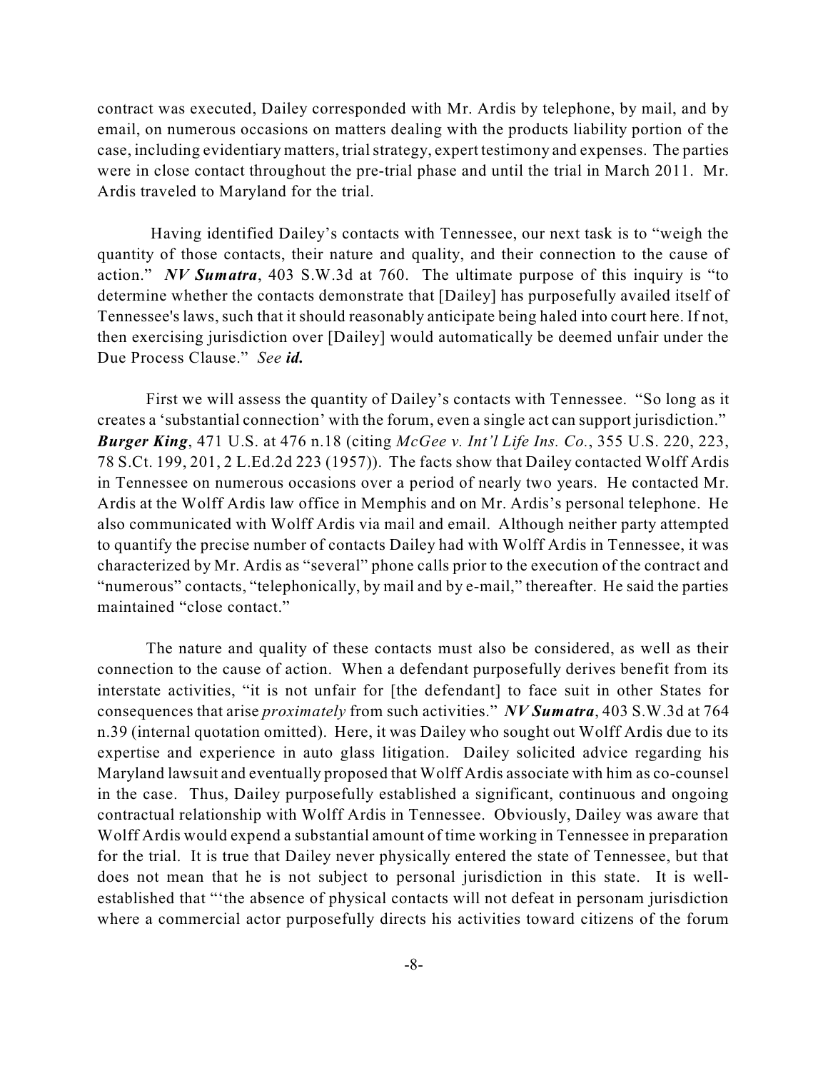contract was executed, Dailey corresponded with Mr. Ardis by telephone, by mail, and by email, on numerous occasions on matters dealing with the products liability portion of the case, including evidentiary matters, trial strategy, expert testimony and expenses. The parties were in close contact throughout the pre-trial phase and until the trial in March 2011. Mr. Ardis traveled to Maryland for the trial.

Having identified Dailey's contacts with Tennessee, our next task is to "weigh the quantity of those contacts, their nature and quality, and their connection to the cause of action." ***NV Sumatra***, 403 S.W.3d at 760. The ultimate purpose of this inquiry is "to determine whether the contacts demonstrate that [Dailey] has purposefully availed itself of Tennessee's laws, such that it should reasonably anticipate being haled into court here. If not, then exercising jurisdiction over [Dailey] would automatically be deemed unfair under the Due Process Clause." *See* ***id.***

First we will assess the quantity of Dailey's contacts with Tennessee. "So long as it creates a 'substantial connection' with the forum, even a single act can support jurisdiction." ***Burger King***, 471 U.S. at 476 n.18 (citing *McGee v. Int'l Life Ins. Co.*, 355 U.S. 220, 223, 78 S.Ct. 199, 201, 2 L.Ed.2d 223 (1957)). The facts show that Dailey contacted Wolff Ardis in Tennessee on numerous occasions over a period of nearly two years. He contacted Mr. Ardis at the Wolff Ardis law office in Memphis and on Mr. Ardis's personal telephone. He also communicated with Wolff Ardis via mail and email. Although neither party attempted to quantify the precise number of contacts Dailey had with Wolff Ardis in Tennessee, it was characterized by Mr. Ardis as "several" phone calls prior to the execution of the contract and "numerous" contacts, "telephonically, by mail and by e-mail," thereafter. He said the parties maintained "close contact."

The nature and quality of these contacts must also be considered, as well as their connection to the cause of action. When a defendant purposefully derives benefit from its interstate activities, "it is not unfair for [the defendant] to face suit in other States for consequences that arise *proximately* from such activities." ***NV Sumatra***, 403 S.W.3d at 764 n.39 (internal quotation omitted). Here, it was Dailey who sought out Wolff Ardis due to its expertise and experience in auto glass litigation. Dailey solicited advice regarding his Maryland lawsuit and eventually proposed that Wolff Ardis associate with him as co-counsel in the case. Thus, Dailey purposefully established a significant, continuous and ongoing contractual relationship with Wolff Ardis in Tennessee. Obviously, Dailey was aware that Wolff Ardis would expend a substantial amount of time working in Tennessee in preparation for the trial. It is true that Dailey never physically entered the state of Tennessee, but that does not mean that he is not subject to personal jurisdiction in this state. It is well-established that "'the absence of physical contacts will not defeat in personam jurisdiction where a commercial actor purposefully directs his activities toward citizens of the forum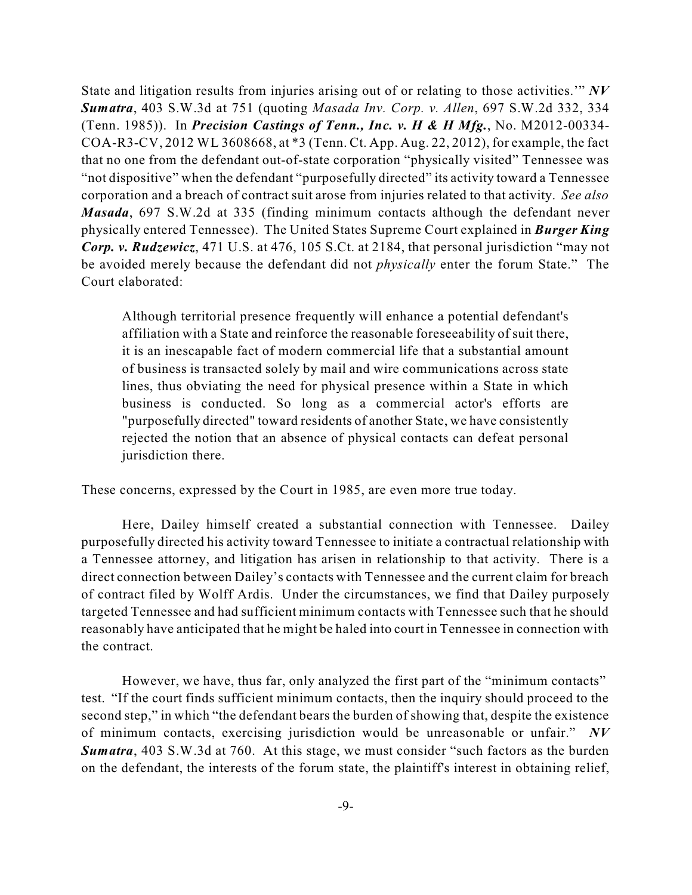State and litigation results from injuries arising out of or relating to those activities.'" ***NV Sumatra***, 403 S.W.3d at 751 (quoting *Masada Inv. Corp. v. Allen*, 697 S.W.2d 332, 334 (Tenn. 1985)). In ***Precision Castings of Tenn., Inc. v. H & H Mfg.***, No. M2012-00334-COA-R3-CV, 2012 WL 3608668, at *3 (Tenn. Ct. App. Aug. 22, 2012), for example, the fact that no one from the defendant out-of-state corporation "physically visited" Tennessee was "not dispositive" when the defendant "purposefully directed" its activity toward a Tennessee corporation and a breach of contract suit arose from injuries related to that activity. *See also* ***Masada***, 697 S.W.2d at 335 (finding minimum contacts although the defendant never physically entered Tennessee). The United States Supreme Court explained in ***Burger King Corp. v. Rudzewicz***, 471 U.S. at 476, 105 S.Ct. at 2184, that personal jurisdiction "may not be avoided merely because the defendant did not *physically* enter the forum State." The Court elaborated:

> Although territorial presence frequently will enhance a potential defendant's affiliation with a State and reinforce the reasonable foreseeability of suit there, it is an inescapable fact of modern commercial life that a substantial amount of business is transacted solely by mail and wire communications across state lines, thus obviating the need for physical presence within a State in which business is conducted. So long as a commercial actor's efforts are "purposefully directed" toward residents of another State, we have consistently rejected the notion that an absence of physical contacts can defeat personal jurisdiction there.

These concerns, expressed by the Court in 1985, are even more true today.

Here, Dailey himself created a substantial connection with Tennessee. Dailey purposefully directed his activity toward Tennessee to initiate a contractual relationship with a Tennessee attorney, and litigation has arisen in relationship to that activity. There is a direct connection between Dailey's contacts with Tennessee and the current claim for breach of contract filed by Wolff Ardis. Under the circumstances, we find that Dailey purposely targeted Tennessee and had sufficient minimum contacts with Tennessee such that he should reasonably have anticipated that he might be haled into court in Tennessee in connection with the contract.

However, we have, thus far, only analyzed the first part of the "minimum contacts" test. "If the court finds sufficient minimum contacts, then the inquiry should proceed to the second step," in which "the defendant bears the burden of showing that, despite the existence of minimum contacts, exercising jurisdiction would be unreasonable or unfair." ***NV Sumatra***, 403 S.W.3d at 760. At this stage, we must consider "such factors as the burden on the defendant, the interests of the forum state, the plaintiff's interest in obtaining relief,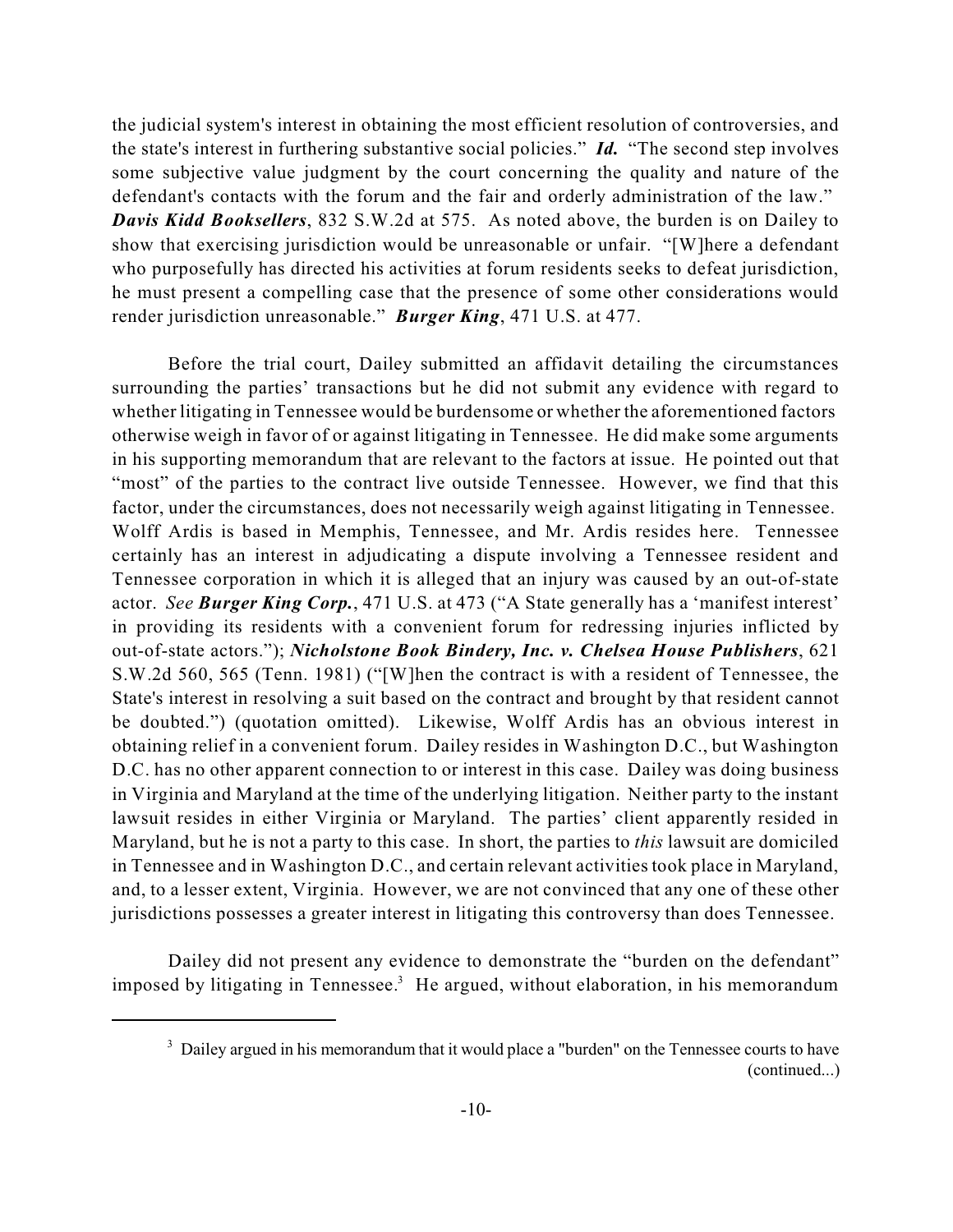the judicial system's interest in obtaining the most efficient resolution of controversies, and the state's interest in furthering substantive social policies." ***Id.*** "The second step involves some subjective value judgment by the court concerning the quality and nature of the defendant's contacts with the forum and the fair and orderly administration of the law." ***Davis Kidd Booksellers***, 832 S.W.2d at 575. As noted above, the burden is on Dailey to show that exercising jurisdiction would be unreasonable or unfair. "[W]here a defendant who purposefully has directed his activities at forum residents seeks to defeat jurisdiction, he must present a compelling case that the presence of some other considerations would render jurisdiction unreasonable." ***Burger King***, 471 U.S. at 477.

Before the trial court, Dailey submitted an affidavit detailing the circumstances surrounding the parties' transactions but he did not submit any evidence with regard to whether litigating in Tennessee would be burdensome or whether the aforementioned factors otherwise weigh in favor of or against litigating in Tennessee. He did make some arguments in his supporting memorandum that are relevant to the factors at issue. He pointed out that "most" of the parties to the contract live outside Tennessee. However, we find that this factor, under the circumstances, does not necessarily weigh against litigating in Tennessee. Wolff Ardis is based in Memphis, Tennessee, and Mr. Ardis resides here. Tennessee certainly has an interest in adjudicating a dispute involving a Tennessee resident and Tennessee corporation in which it is alleged that an injury was caused by an out-of-state actor. *See* ***Burger King Corp.***, 471 U.S. at 473 ("A State generally has a 'manifest interest' in providing its residents with a convenient forum for redressing injuries inflicted by out-of-state actors."); ***Nicholstone Book Bindery, Inc. v. Chelsea House Publishers***, 621 S.W.2d 560, 565 (Tenn. 1981) ("[W]hen the contract is with a resident of Tennessee, the State's interest in resolving a suit based on the contract and brought by that resident cannot be doubted.") (quotation omitted). Likewise, Wolff Ardis has an obvious interest in obtaining relief in a convenient forum. Dailey resides in Washington D.C., but Washington D.C. has no other apparent connection to or interest in this case. Dailey was doing business in Virginia and Maryland at the time of the underlying litigation. Neither party to the instant lawsuit resides in either Virginia or Maryland. The parties' client apparently resided in Maryland, but he is not a party to this case. In short, the parties to *this* lawsuit are domiciled in Tennessee and in Washington D.C., and certain relevant activities took place in Maryland, and, to a lesser extent, Virginia. However, we are not convinced that any one of these other jurisdictions possesses a greater interest in litigating this controversy than does Tennessee.

Dailey did not present any evidence to demonstrate the "burden on the defendant" imposed by litigating in Tennessee.[3] He argued, without elaboration, in his memorandum

---

[3] Dailey argued in his memorandum that it would place a "burden" on the Tennessee courts to have (continued...)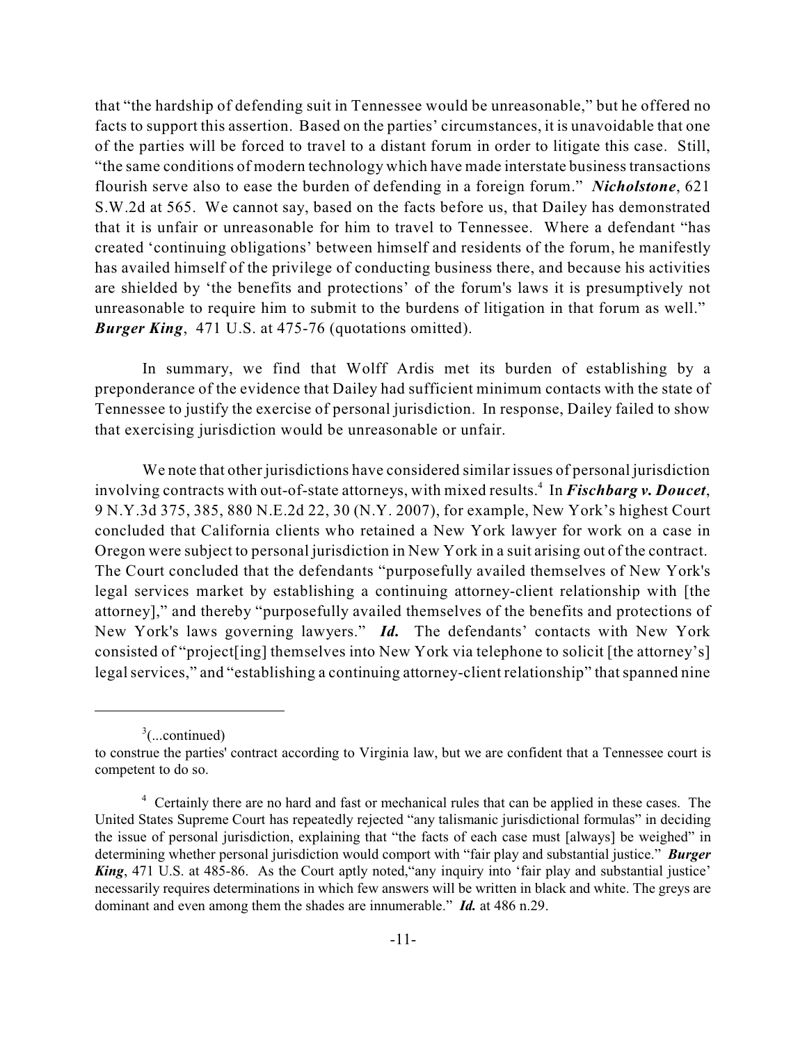that "the hardship of defending suit in Tennessee would be unreasonable," but he offered no facts to support this assertion. Based on the parties' circumstances, it is unavoidable that one of the parties will be forced to travel to a distant forum in order to litigate this case. Still, "the same conditions of modern technology which have made interstate business transactions flourish serve also to ease the burden of defending in a foreign forum." ***Nicholstone***, 621 S.W.2d at 565. We cannot say, based on the facts before us, that Dailey has demonstrated that it is unfair or unreasonable for him to travel to Tennessee. Where a defendant "has created 'continuing obligations' between himself and residents of the forum, he manifestly has availed himself of the privilege of conducting business there, and because his activities are shielded by 'the benefits and protections' of the forum's laws it is presumptively not unreasonable to require him to submit to the burdens of litigation in that forum as well." ***Burger King***, 471 U.S. at 475-76 (quotations omitted).

In summary, we find that Wolff Ardis met its burden of establishing by a preponderance of the evidence that Dailey had sufficient minimum contacts with the state of Tennessee to justify the exercise of personal jurisdiction. In response, Dailey failed to show that exercising jurisdiction would be unreasonable or unfair.

We note that other jurisdictions have considered similar issues of personal jurisdiction involving contracts with out-of-state attorneys, with mixed results.[4] In ***Fischbarg v. Doucet***, 9 N.Y.3d 375, 385, 880 N.E.2d 22, 30 (N.Y. 2007), for example, New York's highest Court concluded that California clients who retained a New York lawyer for work on a case in Oregon were subject to personal jurisdiction in New York in a suit arising out of the contract. The Court concluded that the defendants "purposefully availed themselves of New York's legal services market by establishing a continuing attorney-client relationship with [the attorney]," and thereby "purposefully availed themselves of the benefits and protections of New York's laws governing lawyers." ***Id.*** The defendants' contacts with New York consisted of "project[ing] themselves into New York via telephone to solicit [the attorney's] legal services," and "establishing a continuing attorney-client relationship" that spanned nine

---

[3](...continued)
to construe the parties' contract according to Virginia law, but we are confident that a Tennessee court is competent to do so.

[4] Certainly there are no hard and fast or mechanical rules that can be applied in these cases. The United States Supreme Court has repeatedly rejected "any talismanic jurisdictional formulas" in deciding the issue of personal jurisdiction, explaining that "the facts of each case must [always] be weighed" in determining whether personal jurisdiction would comport with "fair play and substantial justice." ***Burger King***, 471 U.S. at 485-86. As the Court aptly noted,"any inquiry into 'fair play and substantial justice' necessarily requires determinations in which few answers will be written in black and white. The greys are dominant and even among them the shades are innumerable." ***Id.*** at 486 n.29.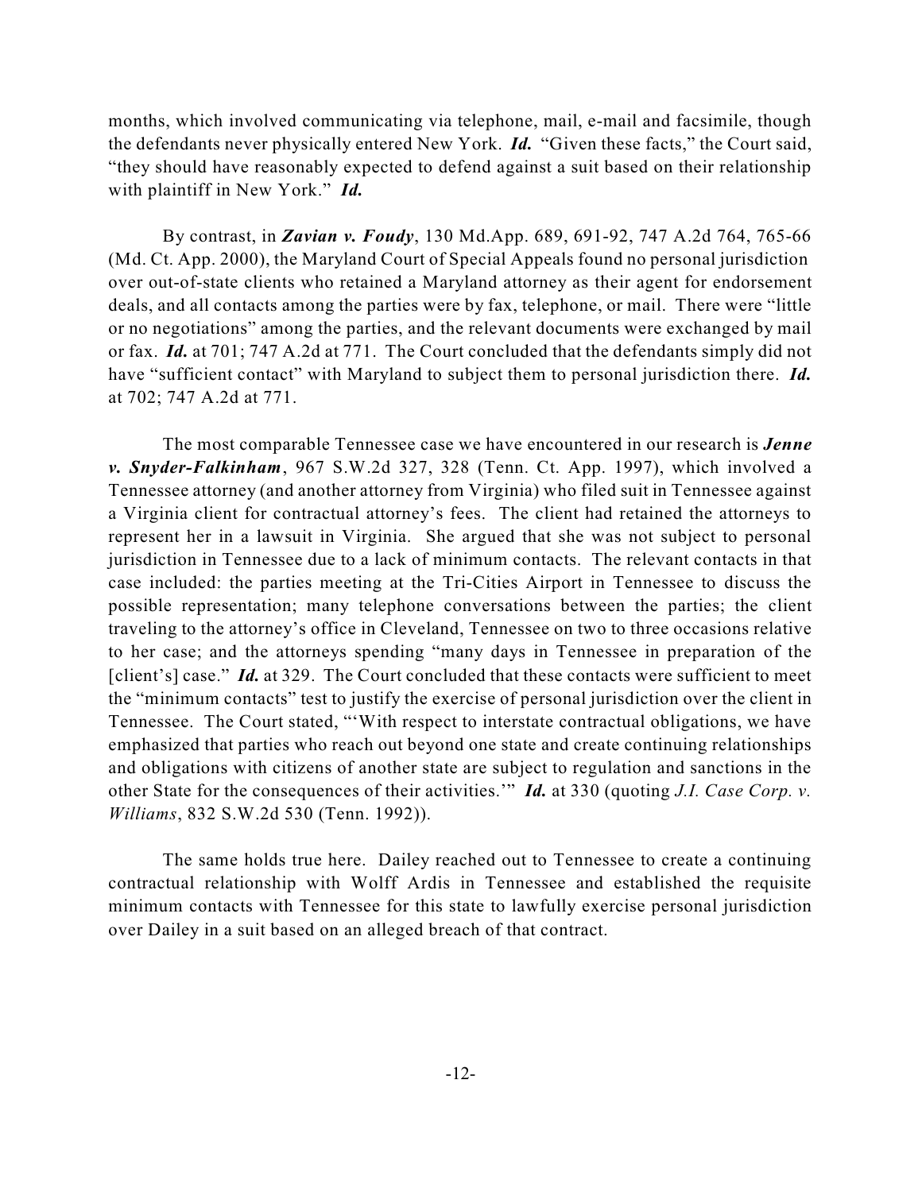months, which involved communicating via telephone, mail, e-mail and facsimile, though the defendants never physically entered New York. ***Id.*** "Given these facts," the Court said, "they should have reasonably expected to defend against a suit based on their relationship with plaintiff in New York." ***Id.***

By contrast, in ***Zavian v. Foudy***, 130 Md.App. 689, 691-92, 747 A.2d 764, 765-66 (Md. Ct. App. 2000), the Maryland Court of Special Appeals found no personal jurisdiction over out-of-state clients who retained a Maryland attorney as their agent for endorsement deals, and all contacts among the parties were by fax, telephone, or mail. There were "little or no negotiations" among the parties, and the relevant documents were exchanged by mail or fax. ***Id.*** at 701; 747 A.2d at 771. The Court concluded that the defendants simply did not have "sufficient contact" with Maryland to subject them to personal jurisdiction there. ***Id.*** at 702; 747 A.2d at 771.

The most comparable Tennessee case we have encountered in our research is ***Jenne v. Snyder-Falkinham***, 967 S.W.2d 327, 328 (Tenn. Ct. App. 1997), which involved a Tennessee attorney (and another attorney from Virginia) who filed suit in Tennessee against a Virginia client for contractual attorney's fees. The client had retained the attorneys to represent her in a lawsuit in Virginia. She argued that she was not subject to personal jurisdiction in Tennessee due to a lack of minimum contacts. The relevant contacts in that case included: the parties meeting at the Tri-Cities Airport in Tennessee to discuss the possible representation; many telephone conversations between the parties; the client traveling to the attorney's office in Cleveland, Tennessee on two to three occasions relative to her case; and the attorneys spending "many days in Tennessee in preparation of the [client's] case." ***Id.*** at 329. The Court concluded that these contacts were sufficient to meet the "minimum contacts" test to justify the exercise of personal jurisdiction over the client in Tennessee. The Court stated, "'With respect to interstate contractual obligations, we have emphasized that parties who reach out beyond one state and create continuing relationships and obligations with citizens of another state are subject to regulation and sanctions in the other State for the consequences of their activities.'" ***Id.*** at 330 (quoting *J.I. Case Corp. v. Williams*, 832 S.W.2d 530 (Tenn. 1992)).

The same holds true here. Dailey reached out to Tennessee to create a continuing contractual relationship with Wolff Ardis in Tennessee and established the requisite minimum contacts with Tennessee for this state to lawfully exercise personal jurisdiction over Dailey in a suit based on an alleged breach of that contract.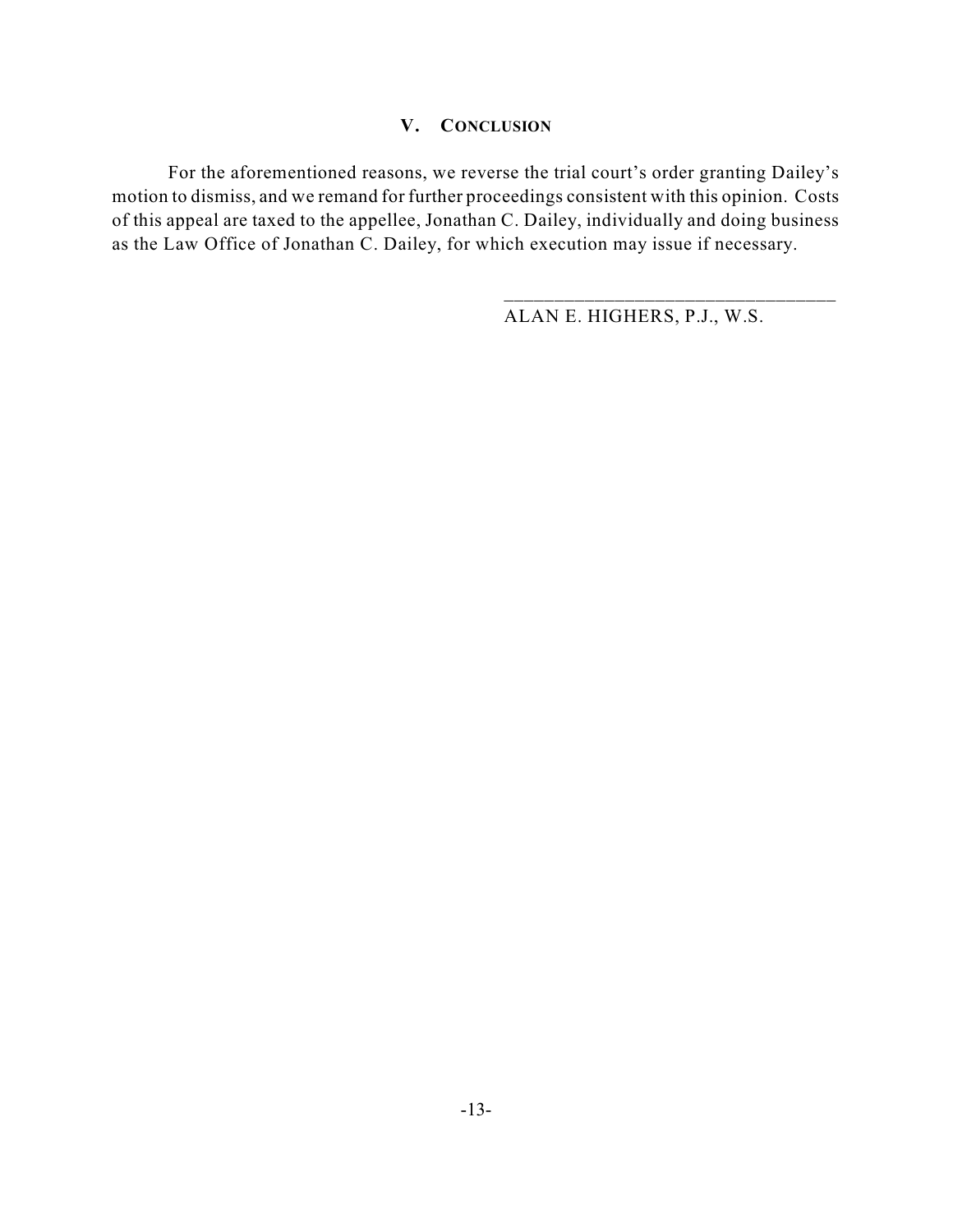## V. CONCLUSION

For the aforementioned reasons, we reverse the trial court's order granting Dailey's motion to dismiss, and we remand for further proceedings consistent with this opinion. Costs of this appeal are taxed to the appellee, Jonathan C. Dailey, individually and doing business as the Law Office of Jonathan C. Dailey, for which execution may issue if necessary.

_________________________________

ALAN E. HIGHERS, P.J., W.S.